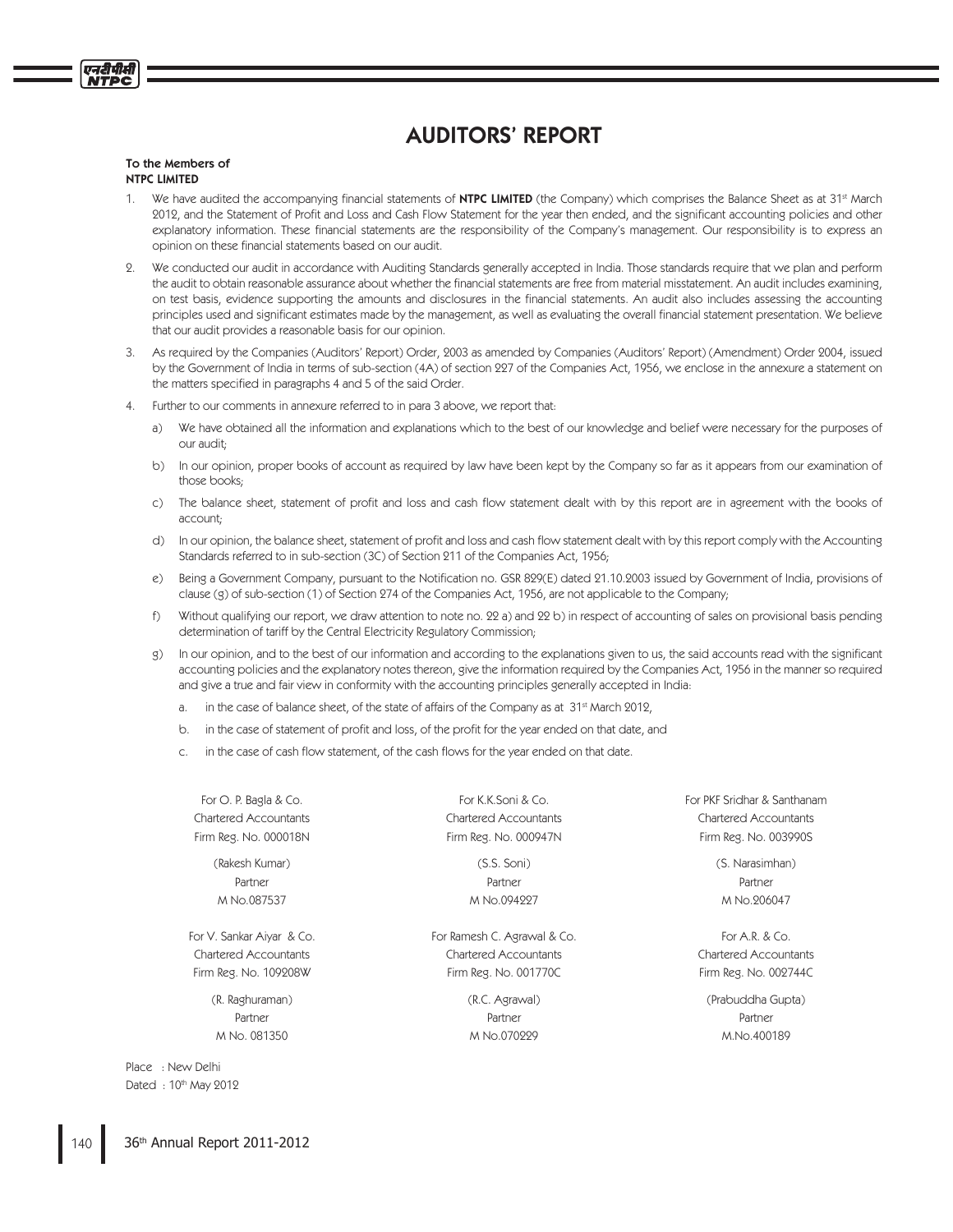# AUDITORS' REPORT

**To the Members of**
**NTPC LIMITED**

1. We have audited the accompanying financial statements of **NTPC LIMITED** (the Company) which comprises the Balance Sheet as at 31st March 2012, and the Statement of Profit and Loss and Cash Flow Statement for the year then ended, and the significant accounting policies and other explanatory information. These financial statements are the responsibility of the Company's management. Our responsibility is to express an opinion on these financial statements based on our audit.

2. We conducted our audit in accordance with Auditing Standards generally accepted in India. Those standards require that we plan and perform the audit to obtain reasonable assurance about whether the financial statements are free from material misstatement. An audit includes examining, on test basis, evidence supporting the amounts and disclosures in the financial statements. An audit also includes assessing the accounting principles used and significant estimates made by the management, as well as evaluating the overall financial statement presentation. We believe that our audit provides a reasonable basis for our opinion.

3. As required by the Companies (Auditors' Report) Order, 2003 as amended by Companies (Auditors' Report) (Amendment) Order 2004, issued by the Government of India in terms of sub-section (4A) of section 227 of the Companies Act, 1956, we enclose in the annexure a statement on the matters specified in paragraphs 4 and 5 of the said Order.

4. Further to our comments in annexure referred to in para 3 above, we report that:

   a) We have obtained all the information and explanations which to the best of our knowledge and belief were necessary for the purposes of our audit;

   b) In our opinion, proper books of account as required by law have been kept by the Company so far as it appears from our examination of those books;

   c) The balance sheet, statement of profit and loss and cash flow statement dealt with by this report are in agreement with the books of account;

   d) In our opinion, the balance sheet, statement of profit and loss and cash flow statement dealt with by this report comply with the Accounting Standards referred to in sub-section (3C) of Section 211 of the Companies Act, 1956;

   e) Being a Government Company, pursuant to the Notification no. GSR 829(E) dated 21.10.2003 issued by Government of India, provisions of clause (g) of sub-section (1) of Section 274 of the Companies Act, 1956, are not applicable to the Company;

   f) Without qualifying our report, we draw attention to note no. 22 a) and 22 b) in respect of accounting of sales on provisional basis pending determination of tariff by the Central Electricity Regulatory Commission;

   g) In our opinion, and to the best of our information and according to the explanations given to us, the said accounts read with the significant accounting policies and the explanatory notes thereon, give the information required by the Companies Act, 1956 in the manner so required and give a true and fair view in conformity with the accounting principles generally accepted in India:

      a. in the case of balance sheet, of the state of affairs of the Company as at 31st March 2012,

      b. in the case of statement of profit and loss, of the profit for the year ended on that date, and

      c. in the case of cash flow statement, of the cash flows for the year ended on that date.

For O. P. Bagla & Co.
Chartered Accountants
Firm Reg. No. 000018N

(Rakesh Kumar)
Partner
M No.087537

For K.K.Soni & Co.
Chartered Accountants
Firm Reg. No. 000947N

(S.S. Soni)
Partner
M No.094227

For PKF Sridhar & Santhanam
Chartered Accountants
Firm Reg. No. 003990S

(S. Narasimhan)
Partner
M No.206047

For V. Sankar Aiyar & Co.
Chartered Accountants
Firm Reg. No. 109208W

(R. Raghuraman)
Partner
M No. 081350

For Ramesh C. Agrawal & Co.
Chartered Accountants
Firm Reg. No. 001770C

(R.C. Agrawal)
Partner
M No.070229

For A.R. & Co.
Chartered Accountants
Firm Reg. No. 002744C

(Prabuddha Gupta)
Partner
M.No.400189

Place : New Delhi
Dated : 10th May 2012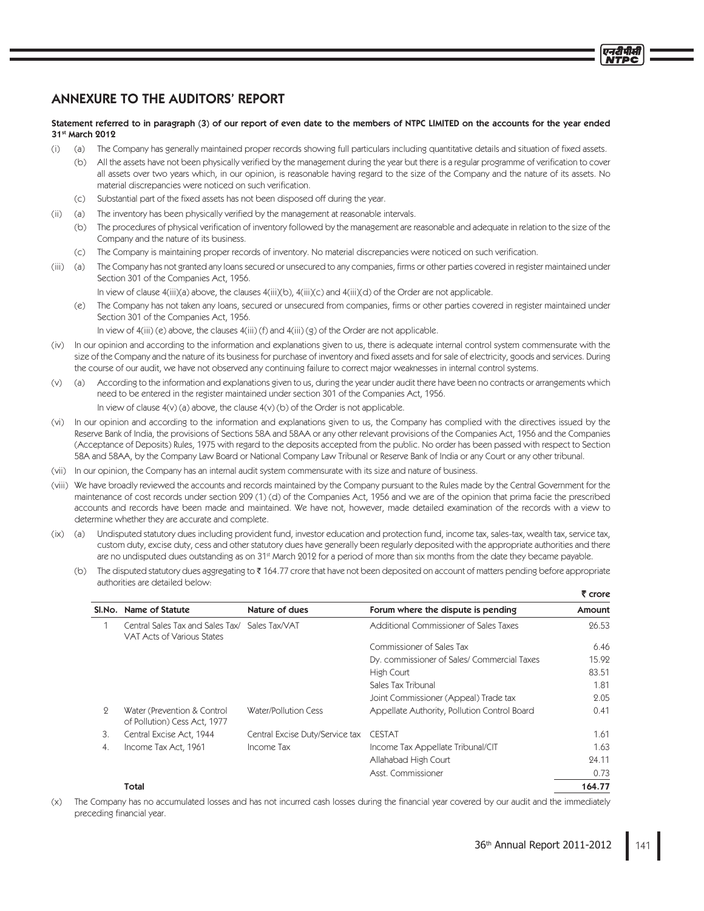## ANNEXURE TO THE AUDITORS' REPORT

**Statement referred to in paragraph (3) of our report of even date to the members of NTPC LIMITED on the accounts for the year ended 31st March 2012**

(i) (a) The Company has generally maintained proper records showing full particulars including quantitative details and situation of fixed assets.

(b) All the assets have not been physically verified by the management during the year but there is a regular programme of verification to cover all assets over two years which, in our opinion, is reasonable having regard to the size of the Company and the nature of its assets. No material discrepancies were noticed on such verification.

(c) Substantial part of the fixed assets has not been disposed off during the year.

(ii) (a) The inventory has been physically verified by the management at reasonable intervals.

(b) The procedures of physical verification of inventory followed by the management are reasonable and adequate in relation to the size of the Company and the nature of its business.

(c) The Company is maintaining proper records of inventory. No material discrepancies were noticed on such verification.

(iii) (a) The Company has not granted any loans secured or unsecured to any companies, firms or other parties covered in register maintained under Section 301 of the Companies Act, 1956.

In view of clause 4(iii)(a) above, the clauses 4(iii)(b), 4(iii)(c) and 4(iii)(d) of the Order are not applicable.

(e) The Company has not taken any loans, secured or unsecured from companies, firms or other parties covered in register maintained under Section 301 of the Companies Act, 1956.

In view of 4(iii) (e) above, the clauses 4(iii) (f) and 4(iii) (g) of the Order are not applicable.

(iv) In our opinion and according to the information and explanations given to us, there is adequate internal control system commensurate with the size of the Company and the nature of its business for purchase of inventory and fixed assets and for sale of electricity, goods and services. During the course of our audit, we have not observed any continuing failure to correct major weaknesses in internal control systems.

(v) (a) According to the information and explanations given to us, during the year under audit there have been no contracts or arrangements which need to be entered in the register maintained under section 301 of the Companies Act, 1956.

In view of clause 4(v) (a) above, the clause 4(v) (b) of the Order is not applicable.

(vi) In our opinion and according to the information and explanations given to us, the Company has complied with the directives issued by the Reserve Bank of India, the provisions of Sections 58A and 58AA or any other relevant provisions of the Companies Act, 1956 and the Companies (Acceptance of Deposits) Rules, 1975 with regard to the deposits accepted from the public. No order has been passed with respect to Section 58A and 58AA, by the Company Law Board or National Company Law Tribunal or Reserve Bank of India or any Court or any other tribunal.

(vii) In our opinion, the Company has an internal audit system commensurate with its size and nature of business.

(viii) We have broadly reviewed the accounts and records maintained by the Company pursuant to the Rules made by the Central Government for the maintenance of cost records under section 209 (1) (d) of the Companies Act, 1956 and we are of the opinion that prima facie the prescribed accounts and records have been made and maintained. We have not, however, made detailed examination of the records with a view to determine whether they are accurate and complete.

(ix) (a) Undisputed statutory dues including provident fund, investor education and protection fund, income tax, sales-tax, wealth tax, service tax, custom duty, excise duty, cess and other statutory dues have generally been regularly deposited with the appropriate authorities and there are no undisputed dues outstanding as on 31st March 2012 for a period of more than six months from the date they became payable.

(b) The disputed statutory dues aggregating to ₹ 164.77 crore that have not been deposited on account of matters pending before appropriate authorities are detailed below:

₹ crore

| Sl.No. | Name of Statute | Nature of dues | Forum where the dispute is pending | Amount |
|---|---|---|---|---|
| 1 | Central Sales Tax and Sales Tax/ VAT Acts of Various States | Sales Tax/VAT | Additional Commissioner of Sales Taxes | 26.53 |
| | | | Commissioner of Sales Tax | 6.46 |
| | | | Dy. commissioner of Sales/ Commercial Taxes | 15.92 |
| | | | High Court | 83.51 |
| | | | Sales Tax Tribunal | 1.81 |
| | | | Joint Commissioner (Appeal) Trade tax | 2.05 |
| 2 | Water (Prevention & Control of Pollution) Cess Act, 1977 | Water/Pollution Cess | Appellate Authority, Pollution Control Board | 0.41 |
| 3. | Central Excise Act, 1944 | Central Excise Duty/Service tax | CESTAT | 1.61 |
| 4. | Income Tax Act, 1961 | Income Tax | Income Tax Appellate Tribunal/CIT | 1.63 |
| | | | Allahabad High Court | 24.11 |
| | | | Asst. Commissioner | 0.73 |
| | **Total** | | | **164.77** |

(x) The Company has no accumulated losses and has not incurred cash losses during the financial year covered by our audit and the immediately preceding financial year.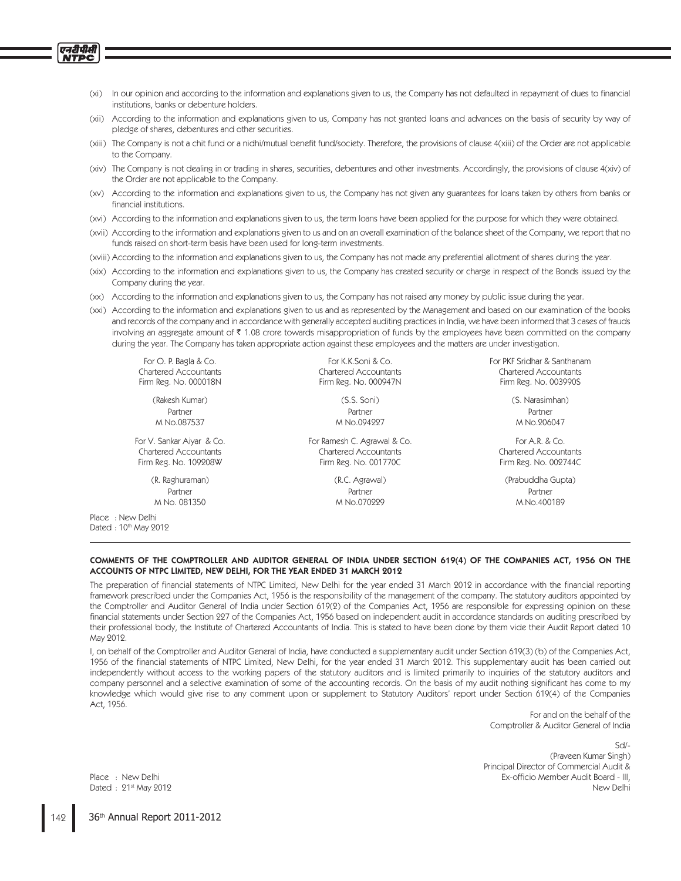(xi) In our opinion and according to the information and explanations given to us, the Company has not defaulted in repayment of dues to financial institutions, banks or debenture holders.

(xii) According to the information and explanations given to us, Company has not granted loans and advances on the basis of security by way of pledge of shares, debentures and other securities.

(xiii) The Company is not a chit fund or a nidhi/mutual benefit fund/society. Therefore, the provisions of clause 4(xiii) of the Order are not applicable to the Company.

(xiv) The Company is not dealing in or trading in shares, securities, debentures and other investments. Accordingly, the provisions of clause 4(xiv) of the Order are not applicable to the Company.

(xv) According to the information and explanations given to us, the Company has not given any guarantees for loans taken by others from banks or financial institutions.

(xvi) According to the information and explanations given to us, the term loans have been applied for the purpose for which they were obtained.

(xvii) According to the information and explanations given to us and on an overall examination of the balance sheet of the Company, we report that no funds raised on short-term basis have been used for long-term investments.

(xviii) According to the information and explanations given to us, the Company has not made any preferential allotment of shares during the year.

(xix) According to the information and explanations given to us, the Company has created security or charge in respect of the Bonds issued by the Company during the year.

(xx) According to the information and explanations given to us, the Company has not raised any money by public issue during the year.

(xxi) According to the information and explanations given to us and as represented by the Management and based on our examination of the books and records of the company and in accordance with generally accepted auditing practices in India, we have been informed that 3 cases of frauds involving an aggregate amount of ₹ 1.08 crore towards misappropriation of funds by the employees have been committed on the company during the year. The Company has taken appropriate action against these employees and the matters are under investigation.

| | | |
|---|---|---|
| For O. P. Bagla & Co.<br>Chartered Accountants<br>Firm Reg. No. 000018N | For K.K.Soni & Co.<br>Chartered Accountants<br>Firm Reg. No. 000947N | For PKF Sridhar & Santhanam<br>Chartered Accountants<br>Firm Reg. No. 003990S |
| (Rakesh Kumar)<br>Partner<br>M No.087537 | (S.S. Soni)<br>Partner<br>M No.094227 | (S. Narasimhan)<br>Partner<br>M No.206047 |
| For V. Sankar Aiyar & Co.<br>Chartered Accountants<br>Firm Reg. No. 109208W | For Ramesh C. Agrawal & Co.<br>Chartered Accountants<br>Firm Reg. No. 001770C | For A.R. & Co.<br>Chartered Accountants<br>Firm Reg. No. 002744C |
| (R. Raghuraman)<br>Partner<br>M No. 081350 | (R.C. Agrawal)<br>Partner<br>M No.070229 | (Prabuddha Gupta)<br>Partner<br>M.No.400189 |

Place : New Delhi
Dated : 10th May 2012

**COMMENTS OF THE COMPTROLLER AND AUDITOR GENERAL OF INDIA UNDER SECTION 619(4) OF THE COMPANIES ACT, 1956 ON THE ACCOUNTS OF NTPC LIMITED, NEW DELHI, FOR THE YEAR ENDED 31 MARCH 2012**

The preparation of financial statements of NTPC Limited, New Delhi for the year ended 31 March 2012 in accordance with the financial reporting framework prescribed under the Companies Act, 1956 is the responsibility of the management of the company. The statutory auditors appointed by the Comptroller and Auditor General of India under Section 619(2) of the Companies Act, 1956 are responsible for expressing opinion on these financial statements under Section 227 of the Companies Act, 1956 based on independent audit in accordance standards on auditing prescribed by their professional body, the Institute of Chartered Accountants of India. This is stated to have been done by them vide their Audit Report dated 10 May 2012.

I, on behalf of the Comptroller and Auditor General of India, have conducted a supplementary audit under Section 619(3) (b) of the Companies Act, 1956 of the financial statements of NTPC Limited, New Delhi, for the year ended 31 March 2012. This supplementary audit has been carried out independently without access to the working papers of the statutory auditors and is limited primarily to inquiries of the statutory auditors and company personnel and a selective examination of some of the accounting records. On the basis of my audit nothing significant has come to my knowledge which would give rise to any comment upon or supplement to Statutory Auditors' report under Section 619(4) of the Companies Act, 1956.

For and on the behalf of the
Comptroller & Auditor General of India

Sd/-
(Praveen Kumar Singh)
Principal Director of Commercial Audit &
Ex-officio Member Audit Board - III,
New Delhi

Place : New Delhi
Dated : 21st May 2012